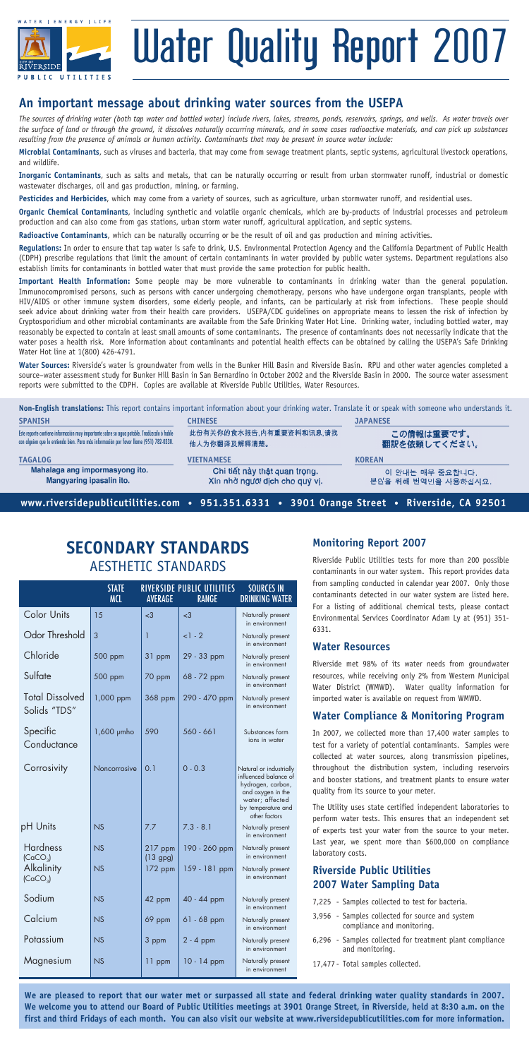# Water Quality Report 2007

WATER | ENERGY | LIFE

CITY OF RIVERSIDE PUBLIC UTILITIES

## An important message about drinking water sources from the USEPA

*The sources of drinking water (both tap water and bottled water) include rivers, lakes, streams, ponds, reservoirs, springs, and wells. As water travels over the surface of land or through the ground, it dissolves naturally occurring minerals, and in some cases radioactive materials, and can pick up substances resulting from the presence of animals or human activity. Contaminants that may be present in source water include:*

**Microbial Contaminants**, such as viruses and bacteria, that may come from sewage treatment plants, septic systems, agricultural livestock operations, and wildlife.

**Inorganic Contaminants**, such as salts and metals, that can be naturally occurring or result from urban stormwater runoff, industrial or domestic wastewater discharges, oil and gas production, mining, or farming.

**Pesticides and Herbicides**, which may come from a variety of sources, such as agriculture, urban stormwater runoff, and residential uses.

**Organic Chemical Contaminants**, including synthetic and volatile organic chemicals, which are by-products of industrial processes and petroleum production and can also come from gas stations, urban storm water runoff, agricultural application, and septic systems.

**Radioactive Contaminants**, which can be naturally occurring or be the result of oil and gas production and mining activities.

**Regulations:** In order to ensure that tap water is safe to drink, U.S. Environmental Protection Agency and the California Department of Public Health (CDPH) prescribe regulations that limit the amount of certain contaminants in water provided by public water systems. Department regulations also establish limits for contaminants in bottled water that must provide the same protection for public health.

**Important Health Information:** Some people may be more vulnerable to contaminants in drinking water than the general population. Immunocompromised persons, such as persons with cancer undergoing chemotherapy, persons who have undergone organ transplants, people with HIV/AIDS or other immune system disorders, some elderly people, and infants, can be particularly at risk from infections. These people should seek advice about drinking water from their health care providers. USEPA/CDC guidelines on appropriate means to lessen the risk of infection by Cryptosporidium and other microbial contaminants are available from the Safe Drinking Water Hot Line. Drinking water, including bottled water, may reasonably be expected to contain at least small amounts of some contaminants. The presence of contaminants does not necessarily indicate that the water poses a health risk. More information about contaminants and potential health effects can be obtained by calling the USEPA's Safe Drinking Water Hot line at 1(800) 426-4791.

**Water Sources:** Riverside's water is groundwater from wells in the Bunker Hill Basin and Riverside Basin. RPU and other water agencies completed a source–water assessment study for Bunker Hill Basin in San Bernardino in October 2002 and the Riverside Basin in 2000. The source water assessment reports were submitted to the CDPH. Copies are available at Riverside Public Utilities, Water Resources.

**Non-English translations:** This report contains important information about your drinking water. Translate it or speak with someone who understands it.

**SPANISH**
Este reporte contiene información muy importante sobre su agua potable. Tradúzcalo ó hable con alguien que lo entienda bien. Para más información por favor llame (951) 782-0330.

**CHINESE**
此份有关你的食水报告,内有重要资料和讯息,请找他人为你翻译及解释清楚。

**JAPANESE**
この情報は重要です。
翻訳を依頼してください。

**TAGALOG**
Mahalaga ang impormasyong ito.
Mangyaring ipasalin ito.

**VIETNAMESE**
Chi tiết này thật quan trọng.
Xin nhờ người dịch cho quý vị.

**KOREAN**
이 안내는 매우 중요합니다.
본인을 위해 번역인을 사용하십시요.

**www.riversidepublicutilities.com • 951.351.6331 • 3901 Orange Street • Riverside, CA 92501**

## SECONDARY STANDARDS
### AESTHETIC STANDARDS

| | STATE MCL | RIVERSIDE PUBLIC UTILITIES AVERAGE | RIVERSIDE PUBLIC UTILITIES RANGE | SOURCES IN DRINKING WATER |
|---|---|---|---|---|
| Color Units | 15 | <3 | <3 | Naturally present in environment |
| Odor Threshold | 3 | 1 | <1 - 2 | Naturally present in environment |
| Chloride | 500 ppm | 31 ppm | 29 - 33 ppm | Naturally present in environment |
| Sulfate | 500 ppm | 70 ppm | 68 - 72 ppm | Naturally present in environment |
| Total Dissolved Solids "TDS" | 1,000 ppm | 368 ppm | 290 - 470 ppm | Naturally present in environment |
| Specific Conductance | 1,600 μmho | 590 | 560 - 661 | Substances form ions in water |
| Corrosivity | Noncorrosive | 0.1 | 0 - 0.3 | Natural or industrially influenced balance of hydrogen, carbon, and oxygen in the water; affected by temperature and other factors |
| pH Units | NS | 7.7 | 7.3 - 8.1 | Naturally present in environment |
| Hardness ($CaCO_3$) | NS | 217 ppm (13 gpg) | 190 - 260 ppm | Naturally present in environment |
| Alkalinity ($CaCO_3$) | NS | 172 ppm | 159 - 181 ppm | Naturally present in environment |
| Sodium | NS | 42 ppm | 40 - 44 ppm | Naturally present in environment |
| Calcium | NS | 69 ppm | 61 - 68 ppm | Naturally present in environment |
| Potassium | NS | 3 ppm | 2 - 4 ppm | Naturally present in environment |
| Magnesium | NS | 11 ppm | 10 - 14 ppm | Naturally present in environment |

### Monitoring Report 2007

Riverside Public Utilities tests for more than 200 possible contaminants in our water system. This report provides data from sampling conducted in calendar year 2007. Only those contaminants detected in our water system are listed here. For a listing of additional chemical tests, please contact Environmental Services Coordinator Adam Ly at (951) 351-6331.

### Water Resources

Riverside met 98% of its water needs from groundwater resources, while receiving only 2% from Western Municipal Water District (WMWD). Water quality information for imported water is available on request from WMWD.

### Water Compliance & Monitoring Program

In 2007, we collected more than 17,400 water samples to test for a variety of potential contaminants. Samples were collected at water sources, along transmission pipelines, throughout the distribution system, including reservoirs and booster stations, and treatment plants to ensure water quality from its source to your meter.

The Utility uses state certified independent laboratories to perform water tests. This ensures that an independent set of experts test your water from the source to your meter. Last year, we spent more than $600,000 on compliance laboratory costs.

### Riverside Public Utilities 2007 Water Sampling Data

- 7,225 - Samples collected to test for bacteria.
- 3,956 - Samples collected for source and system compliance and monitoring.
- 6,296 - Samples collected for treatment plant compliance and monitoring.
- 17,477 - Total samples collected.

**We are pleased to report that our water met or surpassed all state and federal drinking water quality standards in 2007. We welcome you to attend our Board of Public Utilities meetings at 3901 Orange Street, in Riverside, held at 8:30 a.m. on the first and third Fridays of each month. You can also visit our website at www.riversidepublicutilities.com for more information.**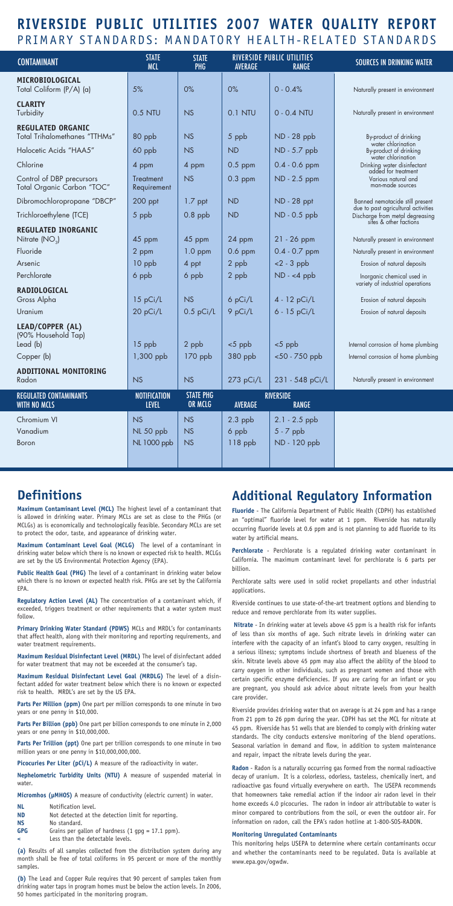# RIVERSIDE PUBLIC UTILITIES 2007 WATER QUALITY REPORT

## PRIMARY STANDARDS: MANDATORY HEALTH-RELATED STANDARDS

| CONTAMINANT | STATE MCL | STATE PHG | RIVERSIDE PUBLIC UTILITIES AVERAGE | RANGE | SOURCES IN DRINKING WATER |
|---|---|---|---|---|---|
| **MICROBIOLOGICAL** | | | | | |
| Total Coliform (P/A) (a) | 5% | 0% | 0% | 0 - 0.4% | Naturally present in environment |
| **CLARITY** | | | | | |
| Turbidity | 0.5 NTU | NS | 0.1 NTU | 0 - 0.4 NTU | Naturally present in environment |
| **REGULATED ORGANIC** | | | | | |
| Total Trihalomethanes "TTHMs" | 80 ppb | NS | 5 ppb | ND - 28 ppb | By-product of drinking water chlorination |
| Halocetic Acids "HAA5" | 60 ppb | NS | ND | ND - 5.7 ppb | By-product of drinking water chlorination |
| Chlorine | 4 ppm | 4 ppm | 0.5 ppm | 0.4 - 0.6 ppm | Drinking water disinfectant added for treatment |
| Control of DBP precursors Total Organic Carbon "TOC" | Treatment Requirement | NS | 0.3 ppm | ND - 2.5 ppm | Various natural and man-made sources |
| Dibromochloropropane "DBCP" | 200 ppt | 1.7 ppt | ND | ND - 28 ppt | Banned nematocide still present due to past agricultural activities |
| Trichloroethylene (TCE) | 5 ppb | 0.8 ppb | ND | ND - 0.5 ppb | Discharge from metal degreasing sites & other factions |
| **REGULATED INORGANIC** | | | | | |
| Nitrate ($NO_3$) | 45 ppm | 45 ppm | 24 ppm | 21 - 26 ppm | Naturally present in environment |
| Fluoride | 2 ppm | 1.0 ppm | 0.6 ppm | 0.4 - 0.7 ppm | Naturally present in environment |
| Arsenic | 10 ppb | 4 ppt | 2 ppb | <2 - 3 ppb | Erosion of natural deposits |
| Perchlorate | 6 ppb | 6 ppb | 2 ppb | ND - <4 ppb | Inorganic chemical used in variety of industrial operations |
| **RADIOLOGICAL** | | | | | |
| Gross Alpha | 15 pCi/L | NS | 6 pCi/L | 4 - 12 pCi/L | Erosion of natural deposits |
| Uranium | 20 pCi/L | 0.5 pCi/L | 9 pCi/L | 6 - 15 pCi/L | Erosion of natural deposits |
| **LEAD/COPPER (AL)** (90% Household Tap) | | | | | |
| Lead (b) | 15 ppb | 2 ppb | <5 ppb | <5 ppb | Internal corrosion of home plumbing |
| Copper (b) | 1,300 ppb | 170 ppb | 380 ppb | <50 - 750 ppb | Internal corrosion of home plumbing |
| **ADDITIONAL MONITORING** | | | | | |
| Radon | NS | NS | 273 pCi/L | 231 - 548 pCi/L | Naturally present in environment |

| REGULATED CONTAMINANTS WITH NO MCLS | NOTIFICATION LEVEL | STATE PHG OR MCLG | RIVERSIDE AVERAGE | RANGE |
|---|---|---|---|---|
| Chromium VI | NS | NS | 2.3 ppb | 2.1 - 2.5 ppb |
| Vanadium | NL 50 ppb | NS | 6 ppb | 5 - 7 ppb |
| Boron | NL 1000 ppb | NS | 118 ppb | ND - 120 ppb |

## Definitions

**Maximum Contaminant Level (MCL)** The highest level of a contaminant that is allowed in drinking water. Primary MCLs are set as close to the PHGs (or MCLGs) as is economically and technologically feasible. Secondary MCLs are set to protect the odor, taste, and appearance of drinking water.

**Maximum Contaminant Level Goal (MCLG)** The level of a contaminant in drinking water below which there is no known or expected risk to health. MCLGs are set by the US Environmental Protection Agency (EPA).

**Public Health Goal (PHG)** The level of a contaminant in drinking water below which there is no known or expected health risk. PHGs are set by the California EPA.

**Regulatory Action Level (AL)** The concentration of a contaminant which, if exceeded, triggers treatment or other requirements that a water system must follow.

**Primary Drinking Water Standard (PDWS)** MCLs and MRDL's for contaminants that affect health, along with their monitoring and reporting requirements, and water treatment requirements.

**Maximum Residual Disinfectant Level (MRDL)** The level of disinfectant added for water treatment that may not be exceeded at the consumer's tap.

**Maximum Residual Disinfectant Level Goal (MRDLG)** The level of a disinfectant added for water treatment below which there is no known or expected risk to health. MRDL's are set by the US EPA.

**Parts Per Million (ppm)** One part per million corresponds to one minute in two years or one penny in $10,000.

**Parts Per Billion (ppb)** One part per billion corresponds to one minute in 2,000 years or one penny in $10,000,000.

**Parts Per Trillion (ppt)** One part per trillion corresponds to one minute in two million years or one penny in $10,000,000,000.

**Picocuries Per Liter (pCi/L)** A measure of the radioactivity in water.

**Nephelometric Turbidity Units (NTU)** A measure of suspended material in water.

**Micromhos (µMHOS)** A measure of conductivity (electric current) in water.

- **NL** Notification level.
- **ND** Not detected at the detection limit for reporting.
- **NS** No standard.
- **GPG** Grains per gallon of hardness (1 gpg = 17.1 ppm).
- **<** Less than the detectable levels.

**(a)** Results of all samples collected from the distribution system during any month shall be free of total coliforms in 95 percent or more of the monthly samples.

**(b)** The Lead and Copper Rule requires that 90 percent of samples taken from drinking water taps in program homes must be below the action levels. In 2006, 50 homes participated in the monitoring program.

## Additional Regulatory Information

**Fluoride** - The California Department of Public Health (CDPH) has established an "optimal" fluoride level for water at 1 ppm. Riverside has naturally occurring fluoride levels at 0.6 ppm and is not planning to add fluoride to its water by artificial means.

**Perchlorate** - Perchlorate is a regulated drinking water contaminant in California. The maximum contaminant level for perchlorate is 6 parts per billion.

Perchlorate salts were used in solid rocket propellants and other industrial applications.

Riverside continues to use state-of-the-art treatment options and blending to reduce and remove perchlorate from its water supplies.

**Nitrate** - In drinking water at levels above 45 ppm is a health risk for infants of less than six months of age. Such nitrate levels in drinking water can interfere with the capacity of an infant's blood to carry oxygen, resulting in a serious illness; symptoms include shortness of breath and blueness of the skin. Nitrate levels above 45 ppm may also affect the ability of the blood to carry oxygen in other individuals, such as pregnant women and those with certain specific enzyme deficiencies. If you are caring for an infant or you are pregnant, you should ask advice about nitrate levels from your health care provider.

Riverside provides drinking water that on average is at 24 ppm and has a range from 21 ppm to 26 ppm during the year. CDPH has set the MCL for nitrate at 45 ppm. Riverside has 51 wells that are blended to comply with drinking water standards. The city conducts extensive monitoring of the blend operations. Seasonal variation in demand and flow, in addition to system maintenance and repair, impact the nitrate levels during the year.

**Radon** - Radon is a naturally occurring gas formed from the normal radioactive decay of uranium. It is a colorless, odorless, tasteless, chemically inert, and radioactive gas found virtually everywhere on earth. The USEPA recommends that homeowners take remedial action if the indoor air radon level in their home exceeds 4.0 picocuries. The radon in indoor air attributable to water is minor compared to contributions from the soil, or even the outdoor air. For information on radon, call the EPA's radon hotline at 1-800-SOS-RADON.

**Monitoring Unregulated Contaminants**

This monitoring helps USEPA to determine where certain contaminants occur and whether the contaminants need to be regulated. Data is available at www.epa.gov/ogwdw.